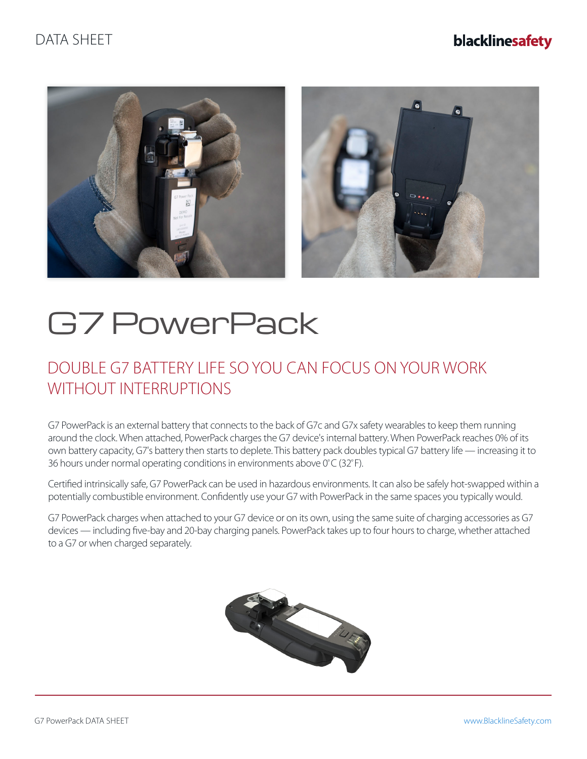DATA SHEET

# G7 PowerPack

## DOUBLE G7 BATTERY LIFE SO YOU CAN FOCUS ON YOUR WORK WITHOUT INTERRUPTIONS

G7 PowerPack is an external battery that connects to the back of G7c and G7x safety wearables to keep them running around the clock. When attached, PowerPack charges the G7 device's internal battery. When PowerPack reaches 0% of its own battery capacity, G7's battery then starts to deplete. This battery pack doubles typical G7 battery life — increasing it to 36 hours under normal operating conditions in environments above 0°C (32°F).

Certified intrinsically safe, G7 PowerPack can be used in hazardous environments. It can also be safely hot-swapped within a potentially combustible environment. Confidently use your G7 with PowerPack in the same spaces you typically would.

G7 PowerPack charges when attached to your G7 device or on its own, using the same suite of charging accessories as G7 devices — including five-bay and 20-bay charging panels. PowerPack takes up to four hours to charge, whether attached to a G7 or when charged separately.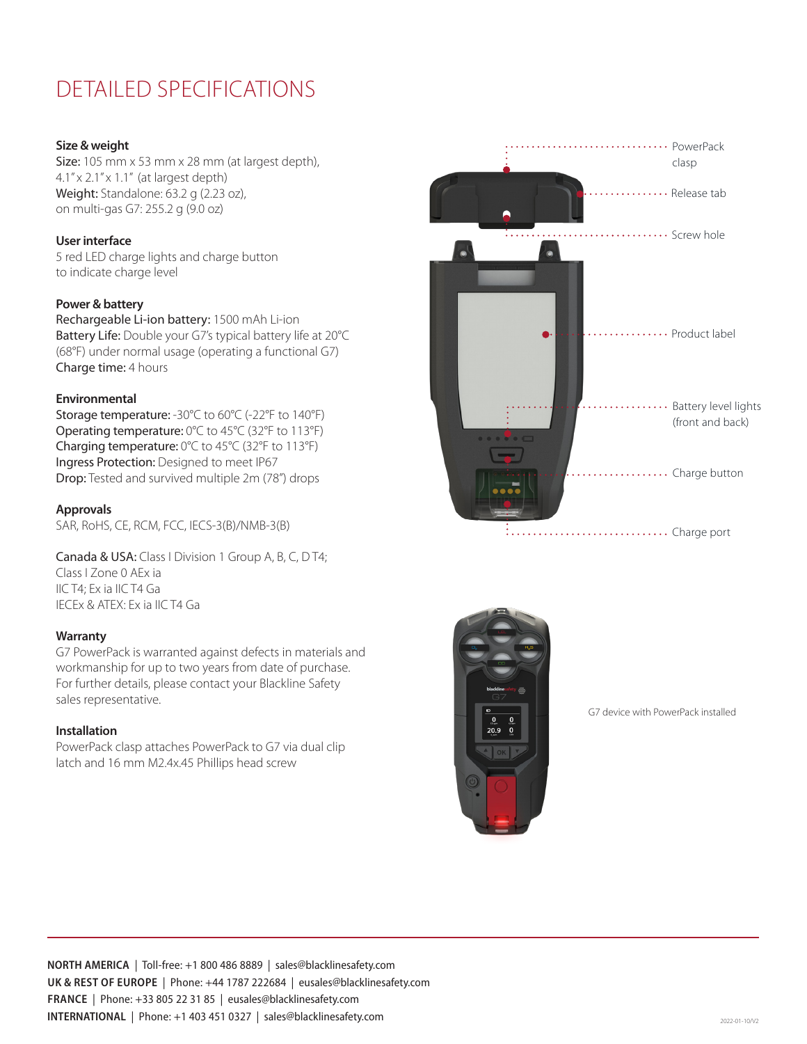# DETAILED SPECIFICATIONS

### Size & weight

**Size:** 105 mm x 53 mm x 28 mm (at largest depth), 4.1" x 2.1" x 1.1" (at largest depth)
**Weight:** Standalone: 63.2 g (2.23 oz), on multi-gas G7: 255.2 g (9.0 oz)

### User interface

5 red LED charge lights and charge button to indicate charge level

### Power & battery

**Rechargeable Li-ion battery:** 1500 mAh Li-ion
**Battery Life:** Double your G7's typical battery life at 20°C (68°F) under normal usage (operating a functional G7)
**Charge time:** 4 hours

### Environmental

**Storage temperature:** -30°C to 60°C (-22°F to 140°F)
**Operating temperature:** 0°C to 45°C (32°F to 113°F)
**Charging temperature:** 0°C to 45°C (32°F to 113°F)
**Ingress Protection:** Designed to meet IP67
**Drop:** Tested and survived multiple 2m (78") drops

### Approvals

SAR, RoHS, CE, RCM, FCC, IECS-3(B)/NMB-3(B)

**Canada & USA:** Class I Division 1 Group A, B, C, D T4; Class I Zone 0 AEx ia IIC T4; Ex ia IIC T4 Ga
IECEx & ATEX: Ex ia IIC T4 Ga

### Warranty

G7 PowerPack is warranted against defects in materials and workmanship for up to two years from date of purchase. For further details, please contact your Blackline Safety sales representative.

### Installation

PowerPack clasp attaches PowerPack to G7 via dual clip latch and 16 mm M2.4x.45 Phillips head screw

PowerPack clasp
Release tab
Screw hole
Product label
Battery level lights (front and back)
Charge button
Charge port

G7 device with PowerPack installed

---

**NORTH AMERICA** | Toll-free: +1 800 486 8889 | sales@blacklinesafety.com
**UK & REST OF EUROPE** | Phone: +44 1787 222684 | eusales@blacklinesafety.com
**FRANCE** | Phone: +33 805 22 31 85 | eusales@blacklinesafety.com
**INTERNATIONAL** | Phone: +1 403 451 0327 | sales@blacklinesafety.com

2022-01-10/V2